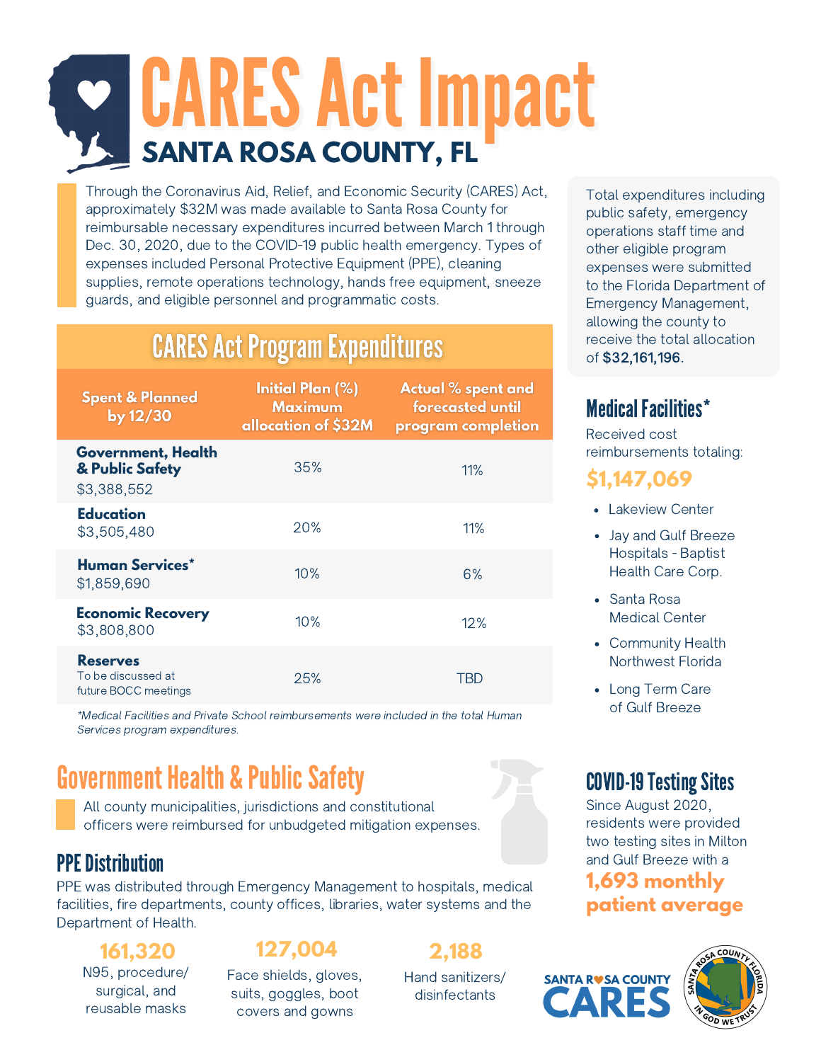# CARES Act Impact

## SANTA ROSA COUNTY, FL

Through the Coronavirus Aid, Relief, and Economic Security (CARES) Act, approximately $32M was made available to Santa Rosa County for reimbursable necessary expenditures incurred between March 1 through Dec. 30, 2020, due to the COVID-19 public health emergency. Types of expenses included Personal Protective Equipment (PPE), cleaning supplies, remote operations technology, hands free equipment, sneeze guards, and eligible personnel and programmatic costs.

## CARES Act Program Expenditures

| Spent & Planned by 12/30 | Initial Plan (%) Maximum allocation of $32M | Actual % spent and forecasted until program completion |
|---|---|---|
| **Government, Health & Public Safety** $3,388,552 | 35% | 11% |
| **Education** $3,505,480 | 20% | 11% |
| **Human Services*** $1,859,690 | 10% | 6% |
| **Economic Recovery** $3,808,800 | 10% | 12% |
| **Reserves** To be discussed at future BOCC meetings | 25% | TBD |

*\*Medical Facilities and Private School reimbursements were included in the total Human Services program expenditures.*

Total expenditures including public safety, emergency operations staff time and other eligible program expenses were submitted to the Florida Department of Emergency Management, allowing the county to receive the total allocation of **$32,161,196**.

### Medical Facilities*

Received cost reimbursements totaling:

**$1,147,069**

- Lakeview Center
- Jay and Gulf Breeze Hospitals - Baptist Health Care Corp.
- Santa Rosa Medical Center
- Community Health Northwest Florida
- Long Term Care of Gulf Breeze

## Government Health & Public Safety

All county municipalities, jurisdictions and constitutional officers were reimbursed for unbudgeted mitigation expenses.

### PPE Distribution

PPE was distributed through Emergency Management to hospitals, medical facilities, fire departments, county offices, libraries, water systems and the Department of Health.

**161,320**
N95, procedure/ surgical, and reusable masks

**127,004**
Face shields, gloves, suits, goggles, boot covers and gowns

**2,188**
Hand sanitizers/ disinfectants

### COVID-19 Testing Sites

Since August 2020, residents were provided two testing sites in Milton and Gulf Breeze with a **1,693 monthly patient average**

SANTA ROSA COUNTY CARES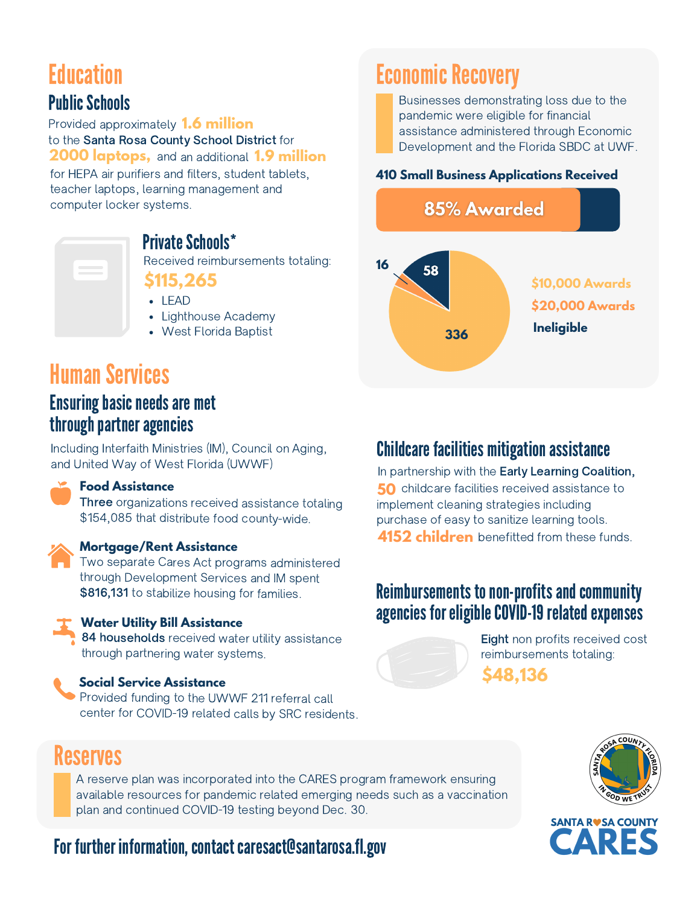# Education

## Public Schools

Provided approximately **1.6 million** to the **Santa Rosa County School District** for **2000 laptops,** and an additional **1.9 million** for HEPA air purifiers and filters, student tablets, teacher laptops, learning management and computer locker systems.

## Private Schools*

Received reimbursements totaling:

**$115,265**

- LEAD
- Lighthouse Academy
- West Florida Baptist

# Human Services

## Ensuring basic needs are met through partner agencies

Including Interfaith Ministries (IM), Council on Aging, and United Way of West Florida (UWWF)

**Food Assistance**
**Three** organizations received assistance totaling $154,085 that distribute food county-wide.

**Mortgage/Rent Assistance**
Two separate Cares Act programs administered through Development Services and IM spent **$816,131** to stabilize housing for families.

**Water Utility Bill Assistance**
**84 households** received water utility assistance through partnering water systems.

**Social Service Assistance**
Provided funding to the UWWF 211 referral call center for COVID-19 related calls by SRC residents.

# Economic Recovery

Businesses demonstrating loss due to the pandemic were eligible for financial assistance administered through Economic Development and the Florida SBDC at UWF.

**410 Small Business Applications Received**

85% Awarded

16

58

336

$10,000 Awards

$20,000 Awards

Ineligible

## Childcare facilities mitigation assistance

In partnership with the **Early Learning Coalition,** **50** childcare facilities received assistance to implement cleaning strategies including purchase of easy to sanitize learning tools. **4152 children** benefitted from these funds.

## Reimbursements to non-profits and community agencies for eligible COVID-19 related expenses

**Eight** non profits received cost reimbursements totaling:

**$48,136**

# Reserves

A reserve plan was incorporated into the CARES program framework ensuring available resources for pandemic related emerging needs such as a vaccination plan and continued COVID-19 testing beyond Dec. 30.

**For further information, contact caresact@santarosa.fl.gov**

SANTA ROSA COUNTY CARES